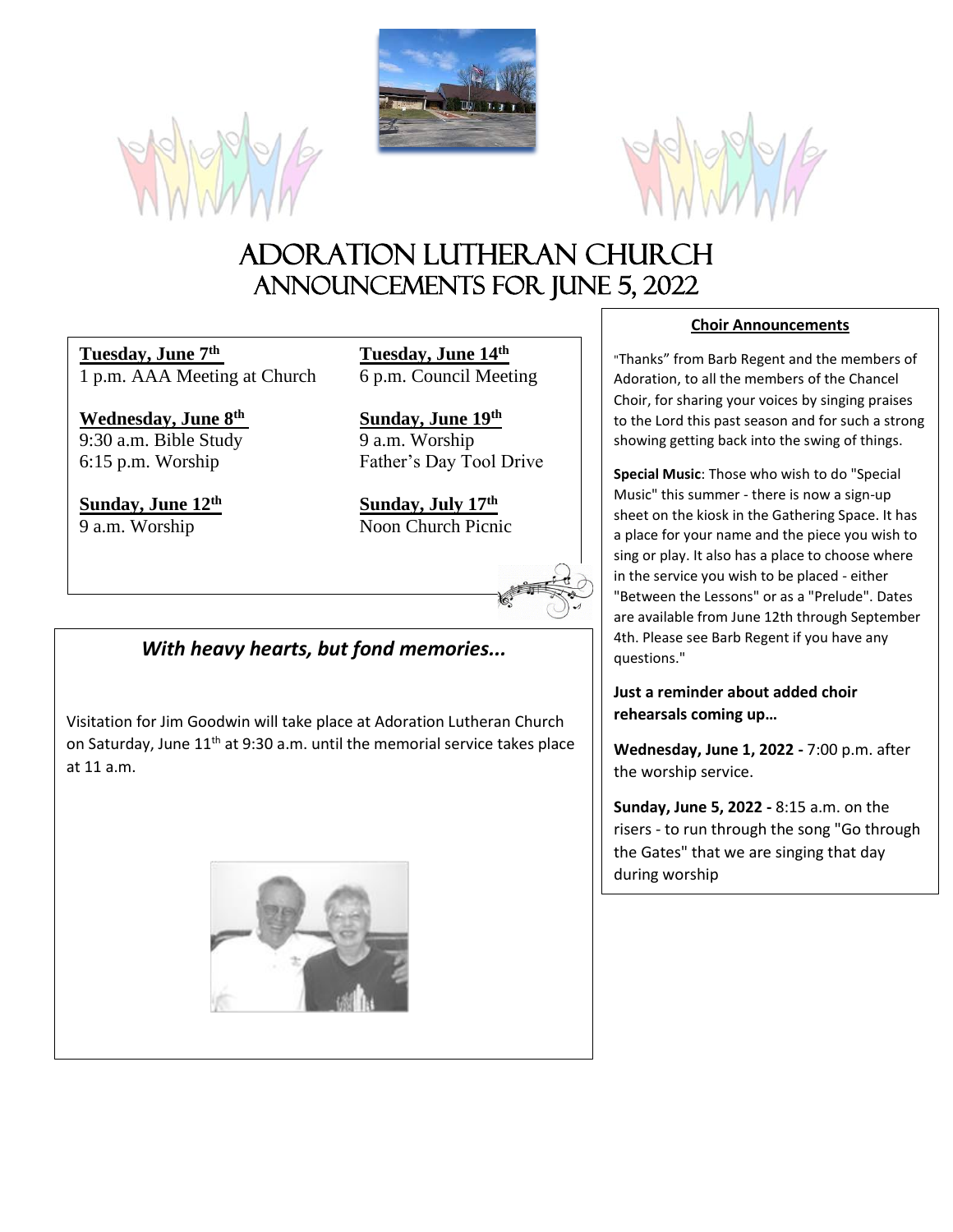# Adoration Lutheran Church
## Announcements for June 5, 2022

**Tuesday, June 7th**
1 p.m. AAA Meeting at Church

**Wednesday, June 8th**
9:30 a.m. Bible Study
6:15 p.m. Worship

**Sunday, June 12th**
9 a.m. Worship

**Tuesday, June 14th**
6 p.m. Council Meeting

**Sunday, June 19th**
9 a.m. Worship
Father's Day Tool Drive

**Sunday, July 17th**
Noon Church Picnic

### *With heavy hearts, but fond memories...*

Visitation for Jim Goodwin will take place at Adoration Lutheran Church on Saturday, June 11th at 9:30 a.m. until the memorial service takes place at 11 a.m.

### Choir Announcements

"Thanks" from Barb Regent and the members of Adoration, to all the members of the Chancel Choir, for sharing your voices by singing praises to the Lord this past season and for such a strong showing getting back into the swing of things.

**Special Music**: Those who wish to do "Special Music" this summer - there is now a sign-up sheet on the kiosk in the Gathering Space. It has a place for your name and the piece you wish to sing or play. It also has a place to choose where in the service you wish to be placed - either "Between the Lessons" or as a "Prelude". Dates are available from June 12th through September 4th. Please see Barb Regent if you have any questions."

**Just a reminder about added choir rehearsals coming up…**

**Wednesday, June 1, 2022 -** 7:00 p.m. after the worship service.

**Sunday, June 5, 2022 -** 8:15 a.m. on the risers - to run through the song "Go through the Gates" that we are singing that day during worship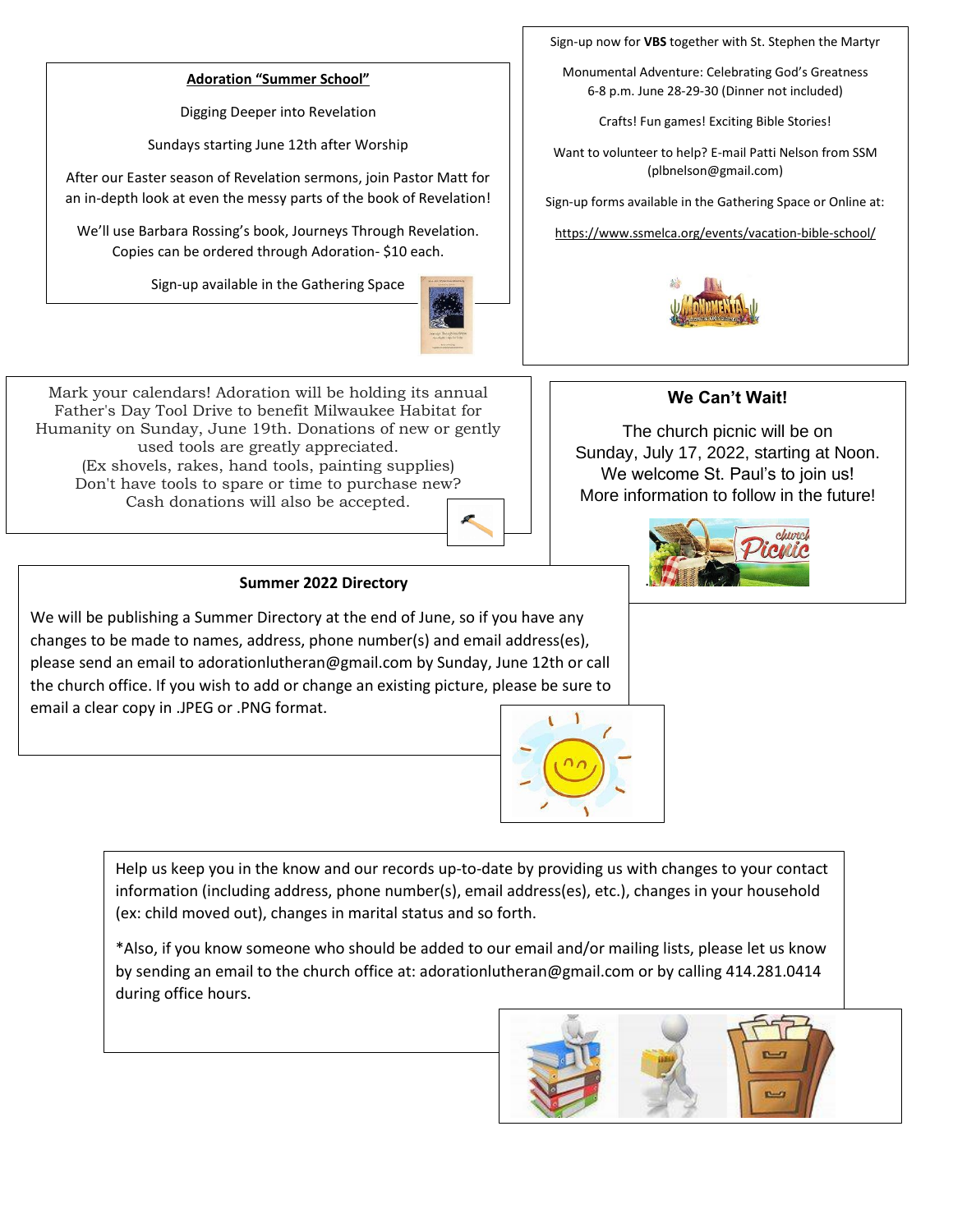## Adoration "Summer School"

Digging Deeper into Revelation

Sundays starting June 12th after Worship

After our Easter season of Revelation sermons, join Pastor Matt for an in-depth look at even the messy parts of the book of Revelation!

We'll use Barbara Rossing's book, Journeys Through Revelation. Copies can be ordered through Adoration- $10 each.

Sign-up available in the Gathering Space

Sign-up now for **VBS** together with St. Stephen the Martyr

Monumental Adventure: Celebrating God's Greatness
6-8 p.m. June 28-29-30 (Dinner not included)

Crafts! Fun games! Exciting Bible Stories!

Want to volunteer to help? E-mail Patti Nelson from SSM (plbnelson@gmail.com)

Sign-up forms available in the Gathering Space or Online at:

https://www.ssmelca.org/events/vacation-bible-school/

Mark your calendars! Adoration will be holding its annual Father's Day Tool Drive to benefit Milwaukee Habitat for Humanity on Sunday, June 19th. Donations of new or gently used tools are greatly appreciated.
(Ex shovels, rakes, hand tools, painting supplies)
Don't have tools to spare or time to purchase new?
Cash donations will also be accepted.

## We Can't Wait!

The church picnic will be on Sunday, July 17, 2022, starting at Noon.
We welcome St. Paul's to join us!
More information to follow in the future!

## Summer 2022 Directory

We will be publishing a Summer Directory at the end of June, so if you have any changes to be made to names, address, phone number(s) and email address(es), please send an email to adorationlutheran@gmail.com by Sunday, June 12th or call the church office. If you wish to add or change an existing picture, please be sure to email a clear copy in .JPEG or .PNG format.

Help us keep you in the know and our records up-to-date by providing us with changes to your contact information (including address, phone number(s), email address(es), etc.), changes in your household (ex: child moved out), changes in marital status and so forth.

*Also, if you know someone who should be added to our email and/or mailing lists, please let us know by sending an email to the church office at: adorationlutheran@gmail.com or by calling 414.281.0414 during office hours.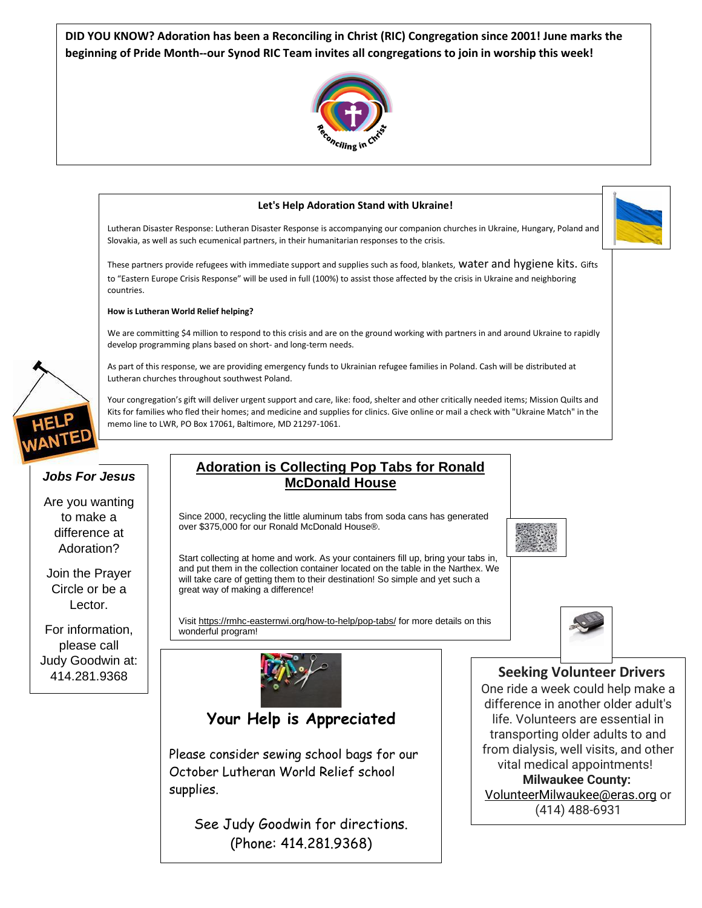**DID YOU KNOW? Adoration has been a Reconciling in Christ (RIC) Congregation since 2001! June marks the beginning of Pride Month--our Synod RIC Team invites all congregations to join in worship this week!**

Reconciling in Christ

### Let's Help Adoration Stand with Ukraine!

Lutheran Disaster Response: Lutheran Disaster Response is accompanying our companion churches in Ukraine, Hungary, Poland and Slovakia, as well as such ecumenical partners, in their humanitarian responses to the crisis.

These partners provide refugees with immediate support and supplies such as food, blankets, water and hygiene kits. Gifts to "Eastern Europe Crisis Response" will be used in full (100%) to assist those affected by the crisis in Ukraine and neighboring countries.

**How is Lutheran World Relief helping?**

We are committing $4 million to respond to this crisis and are on the ground working with partners in and around Ukraine to rapidly develop programming plans based on short- and long-term needs.

As part of this response, we are providing emergency funds to Ukrainian refugee families in Poland. Cash will be distributed at Lutheran churches throughout southwest Poland.

Your congregation's gift will deliver urgent support and care, like: food, shelter and other critically needed items; Mission Quilts and Kits for families who fled their homes; and medicine and supplies for clinics. Give online or mail a check with "Ukraine Match" in the memo line to LWR, PO Box 17061, Baltimore, MD 21297-1061.

HELP WANTED

### *Jobs For Jesus*

Are you wanting to make a difference at Adoration?

Join the Prayer Circle or be a Lector.

For information, please call Judy Goodwin at: 414.281.9368

### Adoration is Collecting Pop Tabs for Ronald McDonald House

Since 2000, recycling the little aluminum tabs from soda cans has generated over $375,000 for our Ronald McDonald House®.

Start collecting at home and work. As your containers fill up, bring your tabs in, and put them in the collection container located on the table in the Narthex. We will take care of getting them to their destination! So simple and yet such a great way of making a difference!

Visit https://rmhc-easternwi.org/how-to-help/pop-tabs/ for more details on this wonderful program!

### Your Help is Appreciated

Please consider sewing school bags for our October Lutheran World Relief school supplies.

See Judy Goodwin for directions.
(Phone: 414.281.9368)

### Seeking Volunteer Drivers

One ride a week could help make a difference in another older adult's life. Volunteers are essential in transporting older adults to and from dialysis, well visits, and other vital medical appointments!

**Milwaukee County:**
VolunteerMilwaukee@eras.org or (414) 488-6931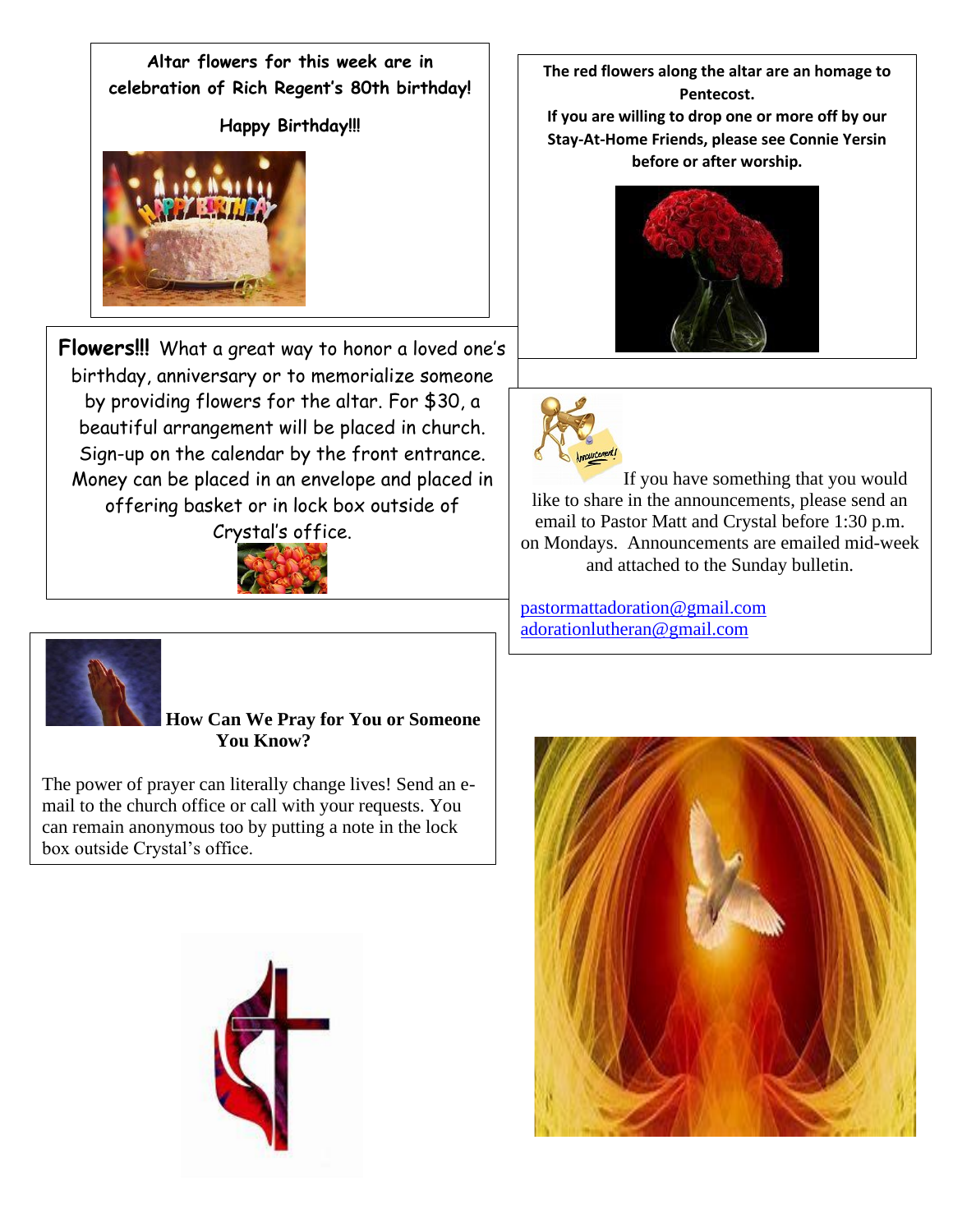**Altar flowers for this week are in celebration of Rich Regent's 80th birthday!**

**Happy Birthday!!!**

**The red flowers along the altar are an homage to Pentecost.**
**If you are willing to drop one or more off by our Stay-At-Home Friends, please see Connie Yersin before or after worship.**

**Flowers!!!** What a great way to honor a loved one's birthday, anniversary or to memorialize someone by providing flowers for the altar. For $30, a beautiful arrangement will be placed in church. Sign-up on the calendar by the front entrance. Money can be placed in an envelope and placed in offering basket or in lock box outside of Crystal's office.

If you have something that you would like to share in the announcements, please send an email to Pastor Matt and Crystal before 1:30 p.m. on Mondays. Announcements are emailed mid-week and attached to the Sunday bulletin.

pastormattadoration@gmail.com
adorationlutheran@gmail.com

**How Can We Pray for You or Someone You Know?**

The power of prayer can literally change lives! Send an e-mail to the church office or call with your requests. You can remain anonymous too by putting a note in the lock box outside Crystal's office.